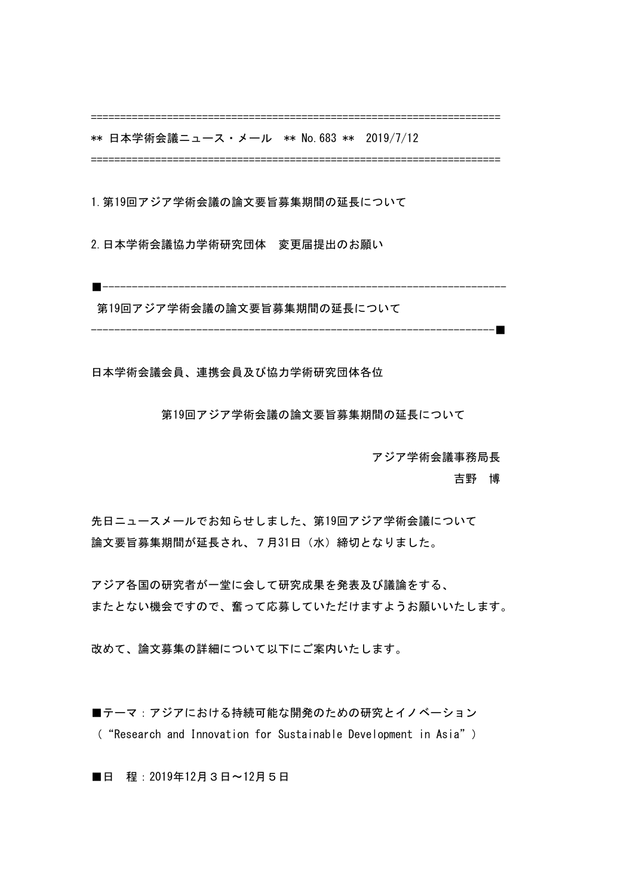======================================================================

** 日本学術会議ニュース・メール　** No.683 **　2019/7/12

======================================================================

1.第19回アジア学術会議の論文要旨募集期間の延長について

2.日本学術会議協力学術研究団体　変更届提出のお願い

■----------------------------------------------------------------------

第19回アジア学術会議の論文要旨募集期間の延長について

----------------------------------------------------------------------■

日本学術会議会員、連携会員及び協力学術研究団体各位

第19回アジア学術会議の論文要旨募集期間の延長について

アジア学術会議事務局長

吉野　博

先日ニュースメールでお知らせしました、第19回アジア学術会議について
論文要旨募集期間が延長され、７月31日（水）締切となりました。

アジア各国の研究者が一堂に会して研究成果を発表及び議論をする、
またとない機会ですので、奮って応募していただけますようお願いいたします。

改めて、論文募集の詳細について以下にご案内いたします。

■テーマ：アジアにおける持続可能な開発のための研究とイノベーション
（“Research and Innovation for Sustainable Development in Asia”）

■日　程：2019年12月３日～12月５日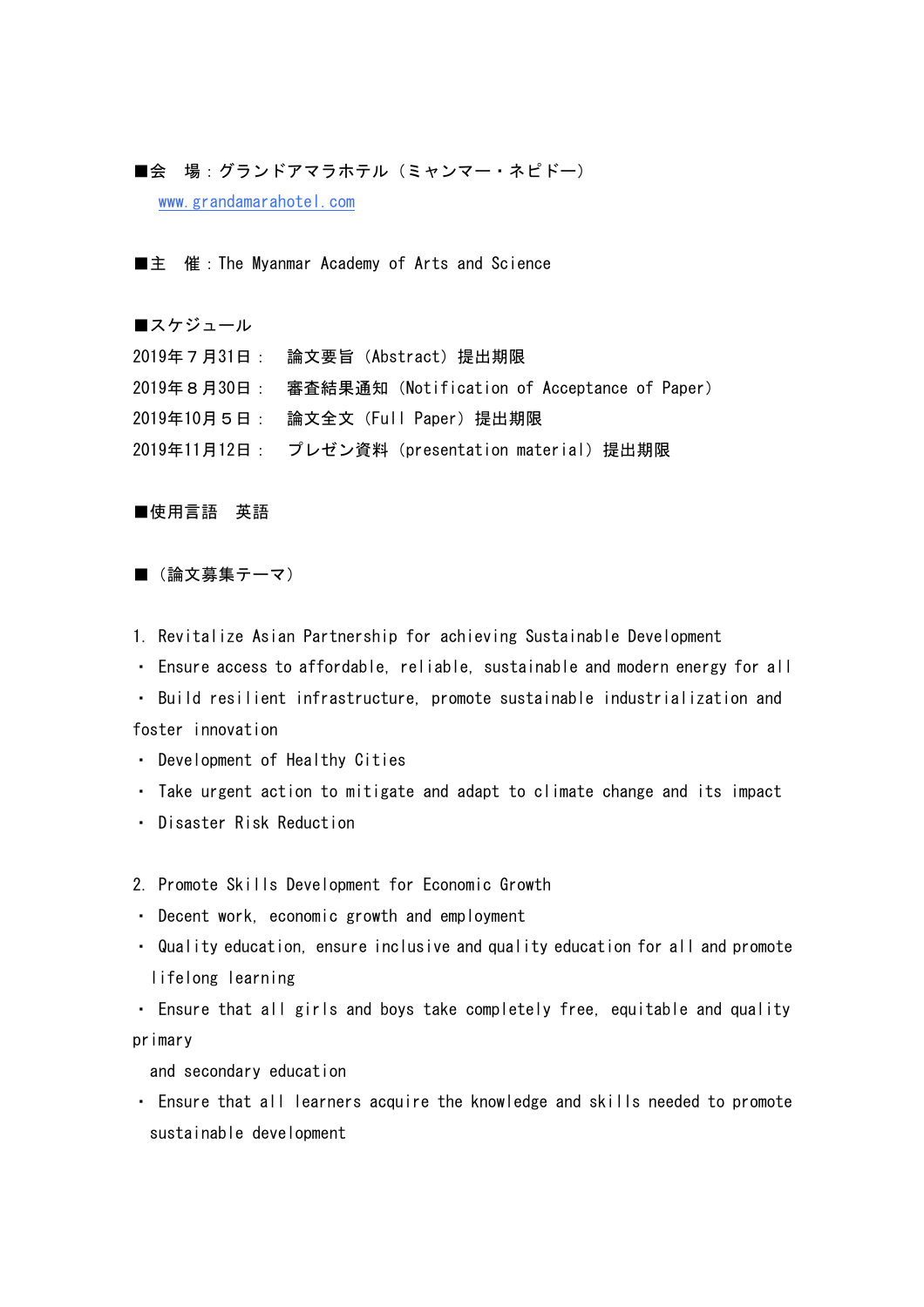■会　場：グランドアマラホテル（ミャンマー・ネピドー）

www.grandamarahotel.com

■主　催：The Myanmar Academy of Arts and Science

■スケジュール

2019年７月31日：　論文要旨（Abstract）提出期限  
2019年８月30日：　審査結果通知（Notification of Acceptance of Paper）  
2019年10月５日：　論文全文（Full Paper）提出期限  
2019年11月12日：　プレゼン資料（presentation material）提出期限

■使用言語　英語

■（論文募集テーマ）

1. Revitalize Asian Partnership for achieving Sustainable Development

・ Ensure access to affordable, reliable, sustainable and modern energy for all  
・ Build resilient infrastructure, promote sustainable industrialization and foster innovation  
・ Development of Healthy Cities  
・ Take urgent action to mitigate and adapt to climate change and its impact  
・ Disaster Risk Reduction

2. Promote Skills Development for Economic Growth

・ Decent work, economic growth and employment  
・ Quality education, ensure inclusive and quality education for all and promote lifelong learning  
・ Ensure that all girls and boys take completely free, equitable and quality primary and secondary education  
・ Ensure that all learners acquire the knowledge and skills needed to promote sustainable development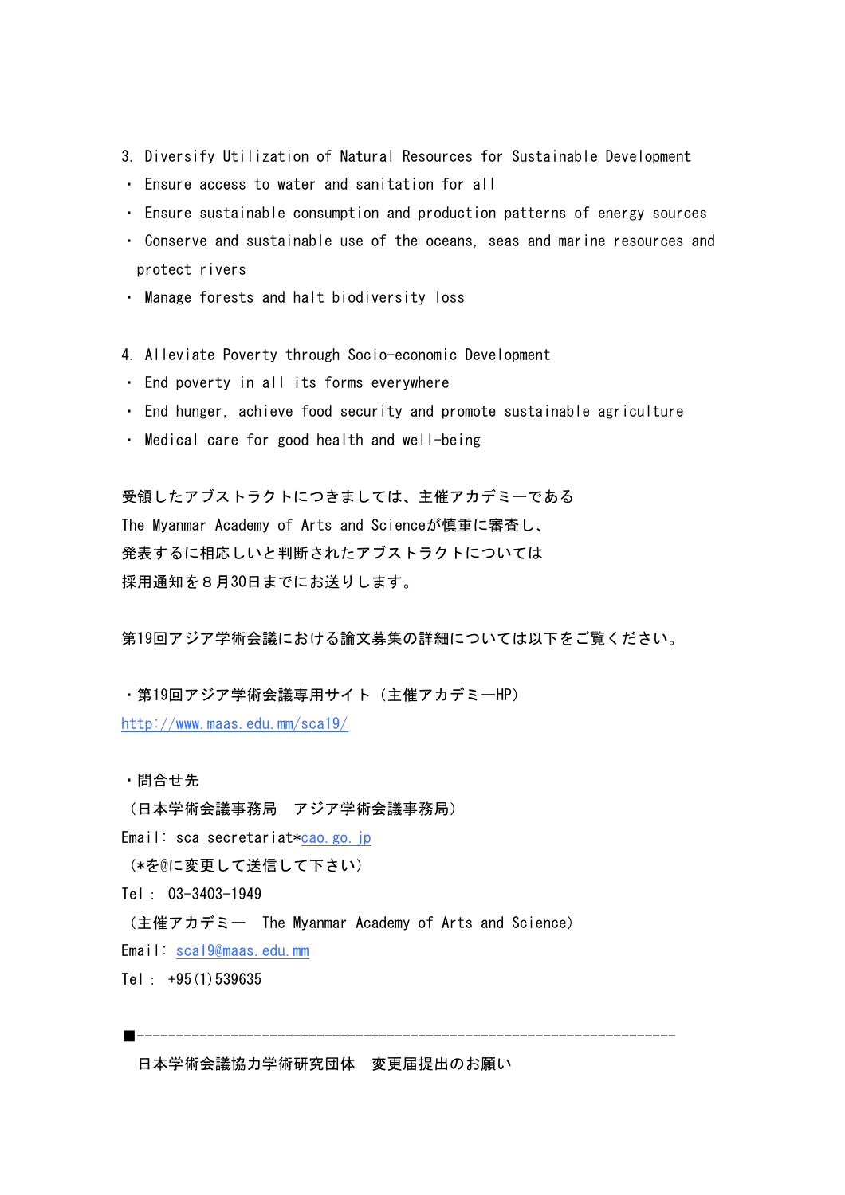3. Diversify Utilization of Natural Resources for Sustainable Development

- Ensure access to water and sanitation for all
- Ensure sustainable consumption and production patterns of energy sources
- Conserve and sustainable use of the oceans, seas and marine resources and protect rivers
- Manage forests and halt biodiversity loss

4. Alleviate Poverty through Socio-economic Development

- End poverty in all its forms everywhere
- End hunger, achieve food security and promote sustainable agriculture
- Medical care for good health and well-being

受領したアブストラクトにつきましては、主催アカデミーである
The Myanmar Academy of Arts and Scienceが慎重に審査し、
発表するに相応しいと判断されたアブストラクトについては
採用通知を８月30日までにお送りします。

第19回アジア学術会議における論文募集の詳細については以下をご覧ください。

・第19回アジア学術会議専用サイト（主催アカデミーHP）
http://www.maas.edu.mm/sca19/

・問合せ先
（日本学術会議事務局　アジア学術会議事務局）
Email: sca_secretariat*cao.go.jp
（*を@に変更して送信して下さい）
Tel : 03-3403-1949
（主催アカデミー　The Myanmar Academy of Arts and Science）
Email: sca19@maas.edu.mm
Tel : +95(1)539635

■-------------------------------------------------------------------

日本学術会議協力学術研究団体　変更届提出のお願い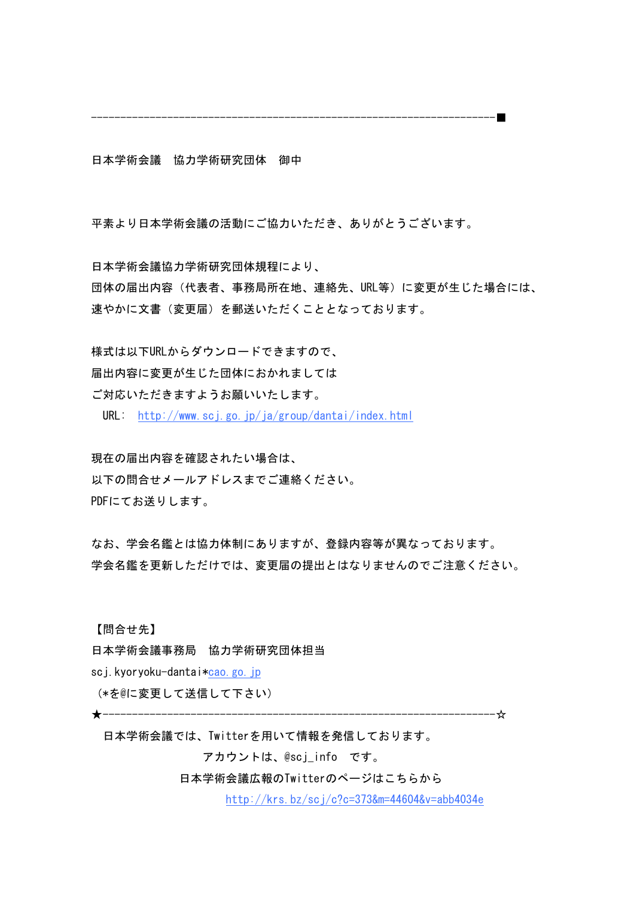--------------------------------------------------------------------■

日本学術会議　協力学術研究団体　御中

平素より日本学術会議の活動にご協力いただき、ありがとうございます。

日本学術会議協力学術研究団体規程により、
団体の届出内容（代表者、事務局所在地、連絡先、URL等）に変更が生じた場合には、
速やかに文書（変更届）を郵送いただくこととなっております。

様式は以下URLからダウンロードできますので、
届出内容に変更が生じた団体におかれましては
ご対応いただきますようお願いいたします。
　URL:　http://www.scj.go.jp/ja/group/dantai/index.html

現在の届出内容を確認されたい場合は、
以下の問合せメールアドレスまでご連絡ください。
PDFにてお送りします。

なお、学会名鑑とは協力体制にありますが、登録内容等が異なっております。
学会名鑑を更新しただけでは、変更届の提出とはなりませんのでご注意ください。

【問合せ先】
日本学術会議事務局　協力学術研究団体担当
scj.kyoryoku-dantai*cao.go.jp
（*を@に変更して送信して下さい）
★--------------------------------------------------------------------☆
　日本学術会議では、Twitterを用いて情報を発信しております。
　アカウントは、@scj_info　です。
　日本学術会議広報のTwitterのページはこちらから
　http://krs.bz/scj/c?c=373&m=44604&v=abb4034e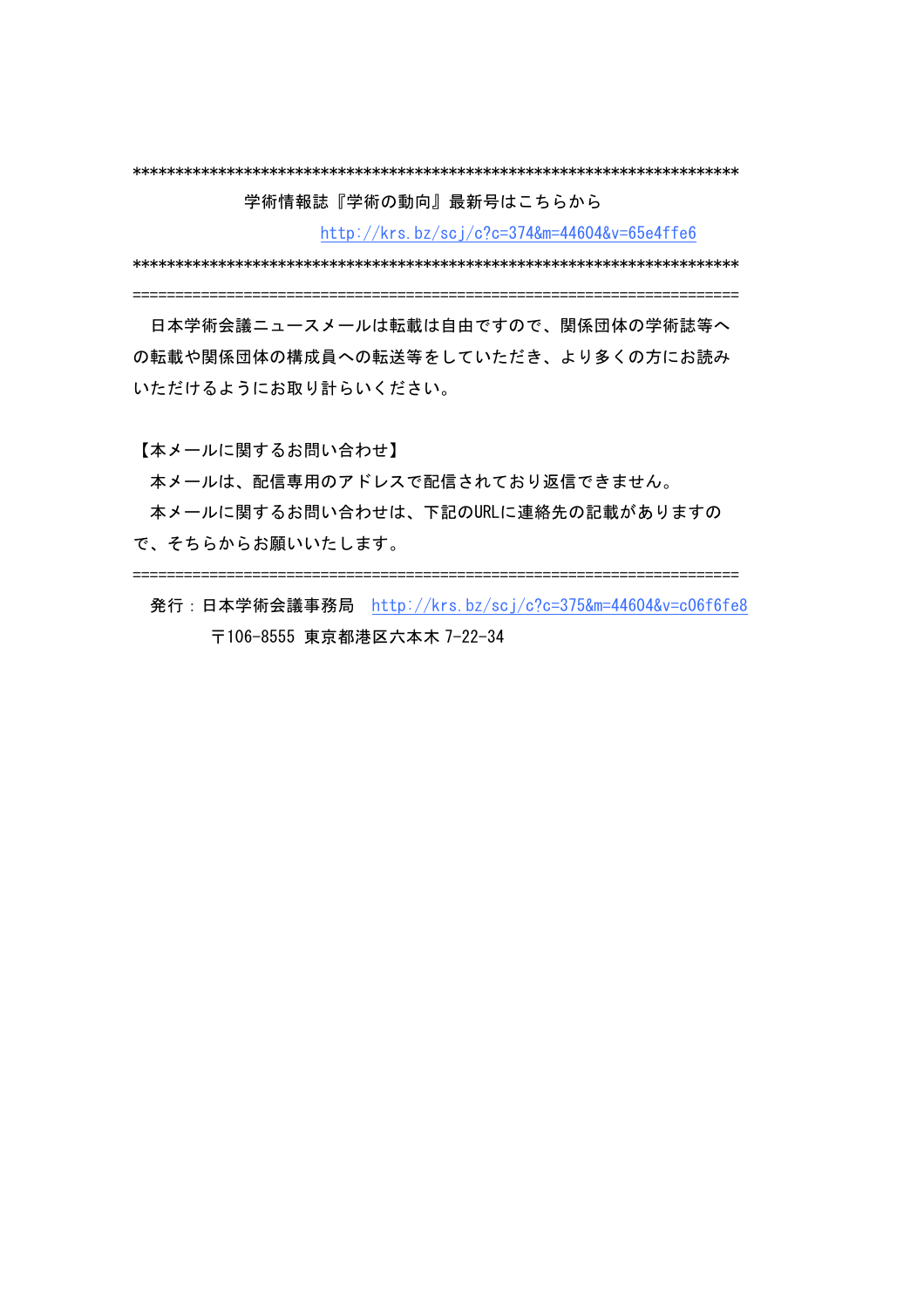****************************************************************************

学術情報誌『学術の動向』最新号はこちらから

http://krs.bz/scj/c?c=374&m=44604&v=65e4ffe6

****************************************************************************

============================================================================

日本学術会議ニュースメールは転載は自由ですので、関係団体の学術誌等への転載や関係団体の構成員への転送等をしていただき、より多くの方にお読みいただけるようにお取り計らいください。

【本メールに関するお問い合わせ】

本メールは、配信専用のアドレスで配信されており返信できません。

本メールに関するお問い合わせは、下記のURLに連絡先の記載がありますので、そちらからお願いいたします。

============================================================================

発行：日本学術会議事務局 http://krs.bz/scj/c?c=375&m=44604&v=c06f6fe8

〒106-8555 東京都港区六本木 7-22-34